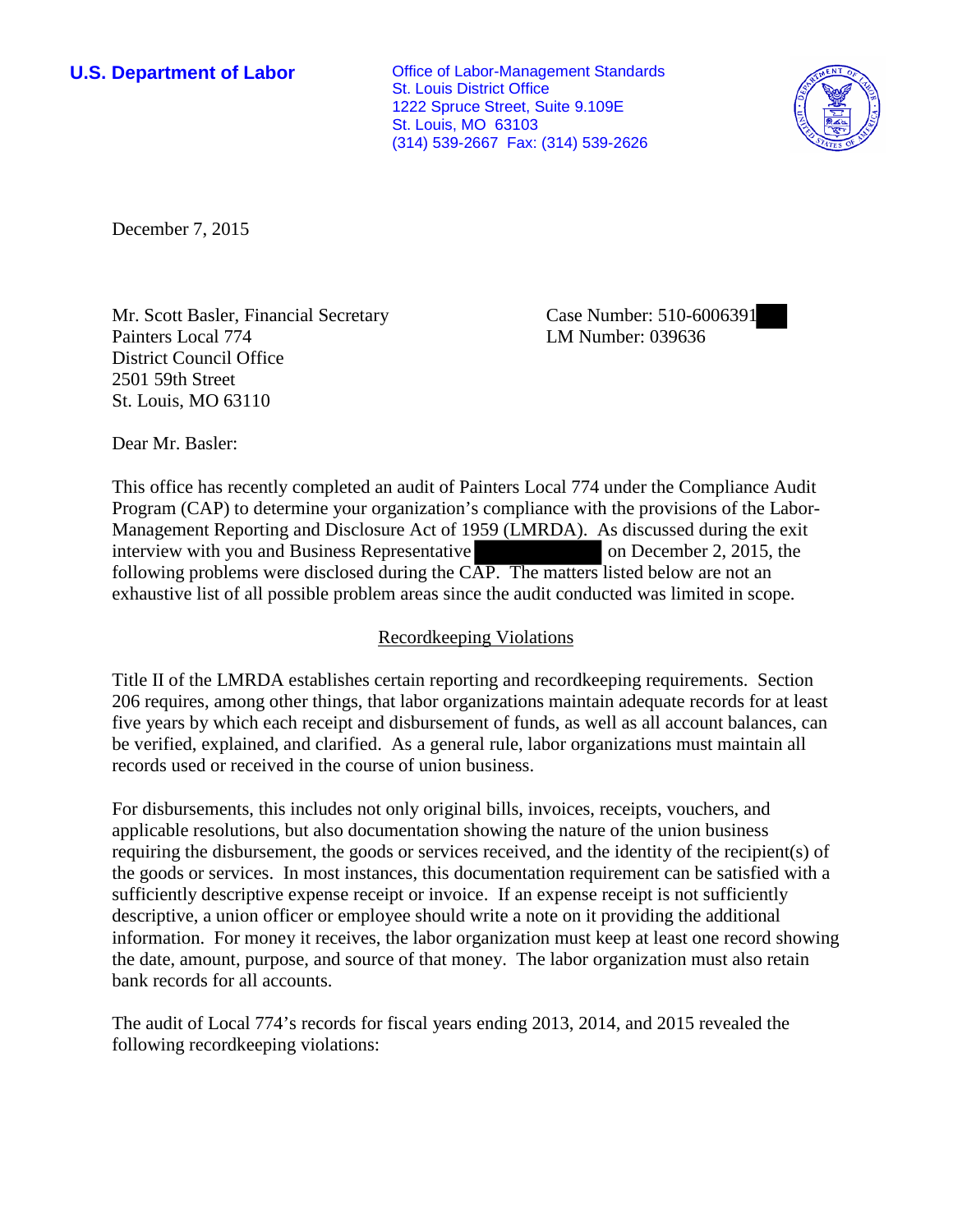**U.S. Department of Labor**

Office of Labor-Management Standards
St. Louis District Office
1222 Spruce Street, Suite 9.109E
St. Louis, MO 63103
(314) 539-2667 Fax: (314) 539-2626

December 7, 2015

Mr. Scott Basler, Financial Secretary
Painters Local 774
District Council Office
2501 59th Street
St. Louis, MO 63110

Case Number: 510-6006391
LM Number: 039636

Dear Mr. Basler:

This office has recently completed an audit of Painters Local 774 under the Compliance Audit Program (CAP) to determine your organization's compliance with the provisions of the Labor-Management Reporting and Disclosure Act of 1959 (LMRDA). As discussed during the exit interview with you and Business Representative [redacted] on December 2, 2015, the following problems were disclosed during the CAP. The matters listed below are not an exhaustive list of all possible problem areas since the audit conducted was limited in scope.

## Recordkeeping Violations

Title II of the LMRDA establishes certain reporting and recordkeeping requirements. Section 206 requires, among other things, that labor organizations maintain adequate records for at least five years by which each receipt and disbursement of funds, as well as all account balances, can be verified, explained, and clarified. As a general rule, labor organizations must maintain all records used or received in the course of union business.

For disbursements, this includes not only original bills, invoices, receipts, vouchers, and applicable resolutions, but also documentation showing the nature of the union business requiring the disbursement, the goods or services received, and the identity of the recipient(s) of the goods or services. In most instances, this documentation requirement can be satisfied with a sufficiently descriptive expense receipt or invoice. If an expense receipt is not sufficiently descriptive, a union officer or employee should write a note on it providing the additional information. For money it receives, the labor organization must keep at least one record showing the date, amount, purpose, and source of that money. The labor organization must also retain bank records for all accounts.

The audit of Local 774's records for fiscal years ending 2013, 2014, and 2015 revealed the following recordkeeping violations: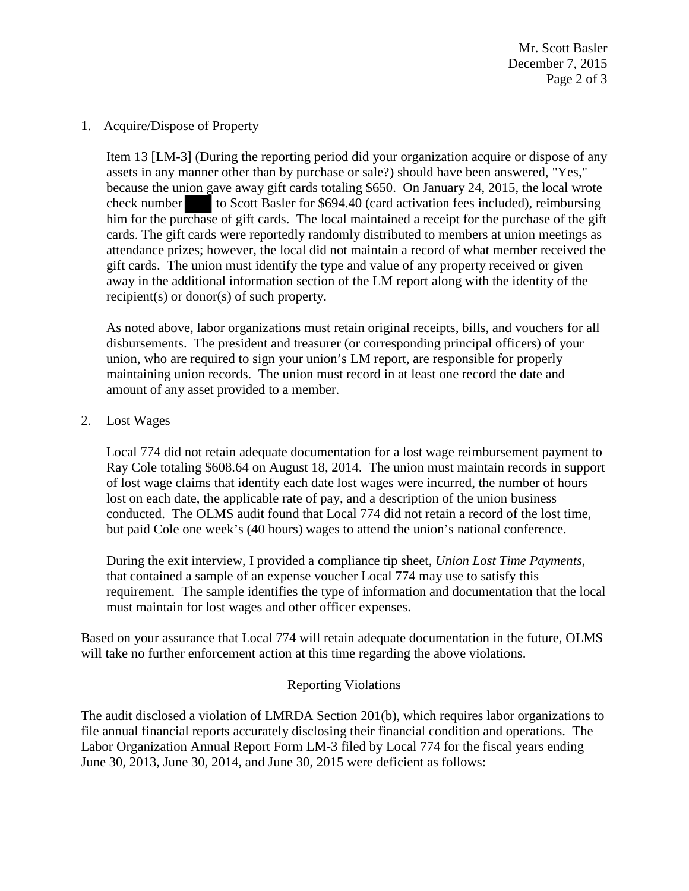1. Acquire/Dispose of Property

   Item 13 [LM-3] (During the reporting period did your organization acquire or dispose of any assets in any manner other than by purchase or sale?) should have been answered, "Yes," because the union gave away gift cards totaling $650. On January 24, 2015, the local wrote check number ███ to Scott Basler for $694.40 (card activation fees included), reimbursing him for the purchase of gift cards. The local maintained a receipt for the purchase of the gift cards. The gift cards were reportedly randomly distributed to members at union meetings as attendance prizes; however, the local did not maintain a record of what member received the gift cards. The union must identify the type and value of any property received or given away in the additional information section of the LM report along with the identity of the recipient(s) or donor(s) of such property.

   As noted above, labor organizations must retain original receipts, bills, and vouchers for all disbursements. The president and treasurer (or corresponding principal officers) of your union, who are required to sign your union's LM report, are responsible for properly maintaining union records. The union must record in at least one record the date and amount of any asset provided to a member.

2. Lost Wages

   Local 774 did not retain adequate documentation for a lost wage reimbursement payment to Ray Cole totaling $608.64 on August 18, 2014. The union must maintain records in support of lost wage claims that identify each date lost wages were incurred, the number of hours lost on each date, the applicable rate of pay, and a description of the union business conducted. The OLMS audit found that Local 774 did not retain a record of the lost time, but paid Cole one week's (40 hours) wages to attend the union's national conference.

   During the exit interview, I provided a compliance tip sheet, *Union Lost Time Payments*, that contained a sample of an expense voucher Local 774 may use to satisfy this requirement. The sample identifies the type of information and documentation that the local must maintain for lost wages and other officer expenses.

Based on your assurance that Local 774 will retain adequate documentation in the future, OLMS will take no further enforcement action at this time regarding the above violations.

## Reporting Violations

The audit disclosed a violation of LMRDA Section 201(b), which requires labor organizations to file annual financial reports accurately disclosing their financial condition and operations. The Labor Organization Annual Report Form LM-3 filed by Local 774 for the fiscal years ending June 30, 2013, June 30, 2014, and June 30, 2015 were deficient as follows: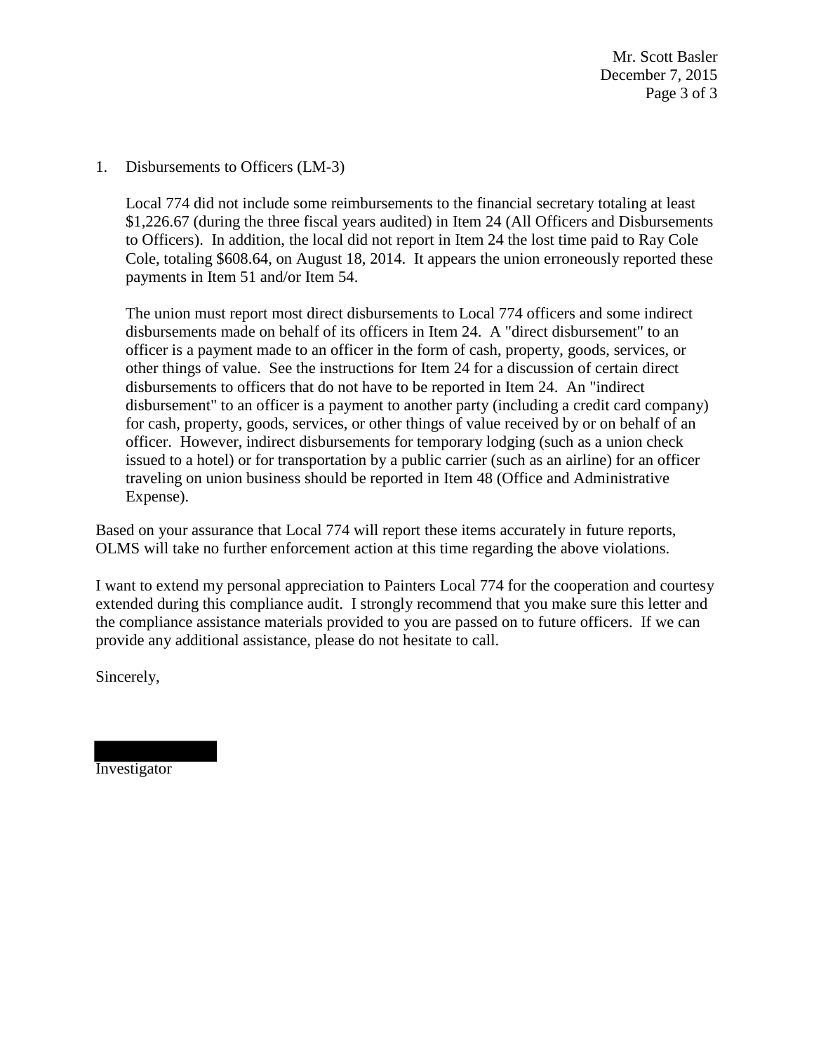1. Disbursements to Officers (LM-3)

   Local 774 did not include some reimbursements to the financial secretary totaling at least $1,226.67 (during the three fiscal years audited) in Item 24 (All Officers and Disbursements to Officers). In addition, the local did not report in Item 24 the lost time paid to Ray Cole Cole, totaling $608.64, on August 18, 2014. It appears the union erroneously reported these payments in Item 51 and/or Item 54.

   The union must report most direct disbursements to Local 774 officers and some indirect disbursements made on behalf of its officers in Item 24. A "direct disbursement" to an officer is a payment made to an officer in the form of cash, property, goods, services, or other things of value. See the instructions for Item 24 for a discussion of certain direct disbursements to officers that do not have to be reported in Item 24. An "indirect disbursement" to an officer is a payment to another party (including a credit card company) for cash, property, goods, services, or other things of value received by or on behalf of an officer. However, indirect disbursements for temporary lodging (such as a union check issued to a hotel) or for transportation by a public carrier (such as an airline) for an officer traveling on union business should be reported in Item 48 (Office and Administrative Expense).

Based on your assurance that Local 774 will report these items accurately in future reports, OLMS will take no further enforcement action at this time regarding the above violations.

I want to extend my personal appreciation to Painters Local 774 for the cooperation and courtesy extended during this compliance audit. I strongly recommend that you make sure this letter and the compliance assistance materials provided to you are passed on to future officers. If we can provide any additional assistance, please do not hesitate to call.

Sincerely,

Investigator